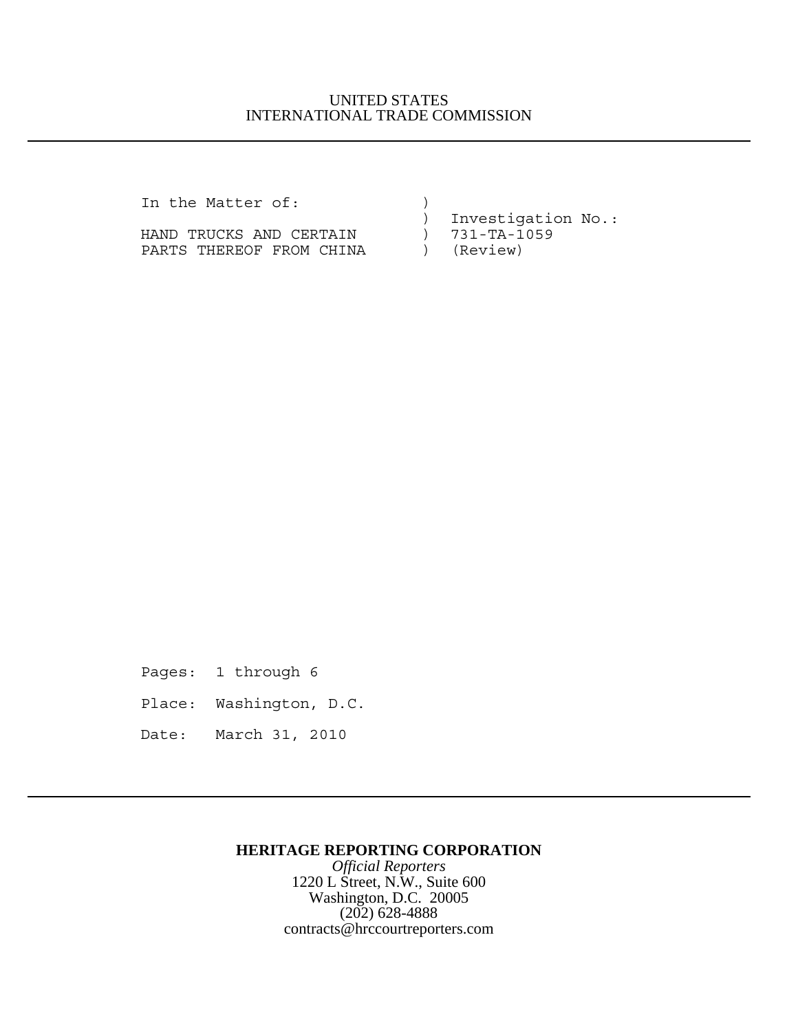UNITED STATES
INTERNATIONAL TRADE COMMISSION

---

```
In the Matter of:               )
                                )  Investigation No.:
HAND TRUCKS AND CERTAIN         )  731-TA-1059
PARTS THEREOF FROM CHINA        )  (Review)
```

Pages: 1 through 6

Place: Washington, D.C.

Date: March 31, 2010

---

**HERITAGE REPORTING CORPORATION**
*Official Reporters*
1220 L Street, N.W., Suite 600
Washington, D.C. 20005
(202) 628-4888
contracts@hrccourtreporters.com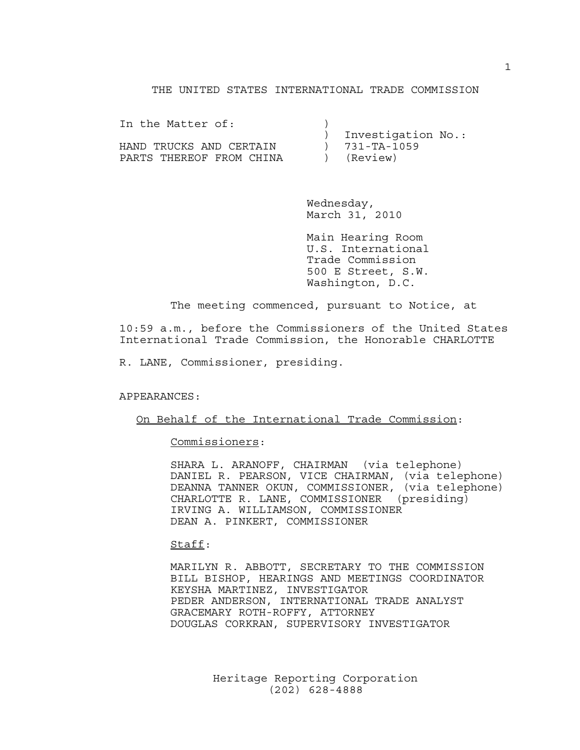THE UNITED STATES INTERNATIONAL TRADE COMMISSION

| In the Matter of: | ) | |
|---|---|---|
| | ) | Investigation No.: |
| HAND TRUCKS AND CERTAIN | ) | 731-TA-1059 |
| PARTS THEREOF FROM CHINA | ) | (Review) |

Wednesday,
March 31, 2010

Main Hearing Room
U.S. International
Trade Commission
500 E Street, S.W.
Washington, D.C.

The meeting commenced, pursuant to Notice, at 10:59 a.m., before the Commissioners of the United States International Trade Commission, the Honorable CHARLOTTE R. LANE, Commissioner, presiding.

APPEARANCES:

On Behalf of the International Trade Commission:

Commissioners:

SHARA L. ARANOFF, CHAIRMAN (via telephone)
DANIEL R. PEARSON, VICE CHAIRMAN, (via telephone)
DEANNA TANNER OKUN, COMMISSIONER, (via telephone)
CHARLOTTE R. LANE, COMMISSIONER (presiding)
IRVING A. WILLIAMSON, COMMISSIONER
DEAN A. PINKERT, COMMISSIONER

Staff:

MARILYN R. ABBOTT, SECRETARY TO THE COMMISSION
BILL BISHOP, HEARINGS AND MEETINGS COORDINATOR
KEYSHA MARTINEZ, INVESTIGATOR
PEDER ANDERSON, INTERNATIONAL TRADE ANALYST
GRACEMARY ROTH-ROFFY, ATTORNEY
DOUGLAS CORKRAN, SUPERVISORY INVESTIGATOR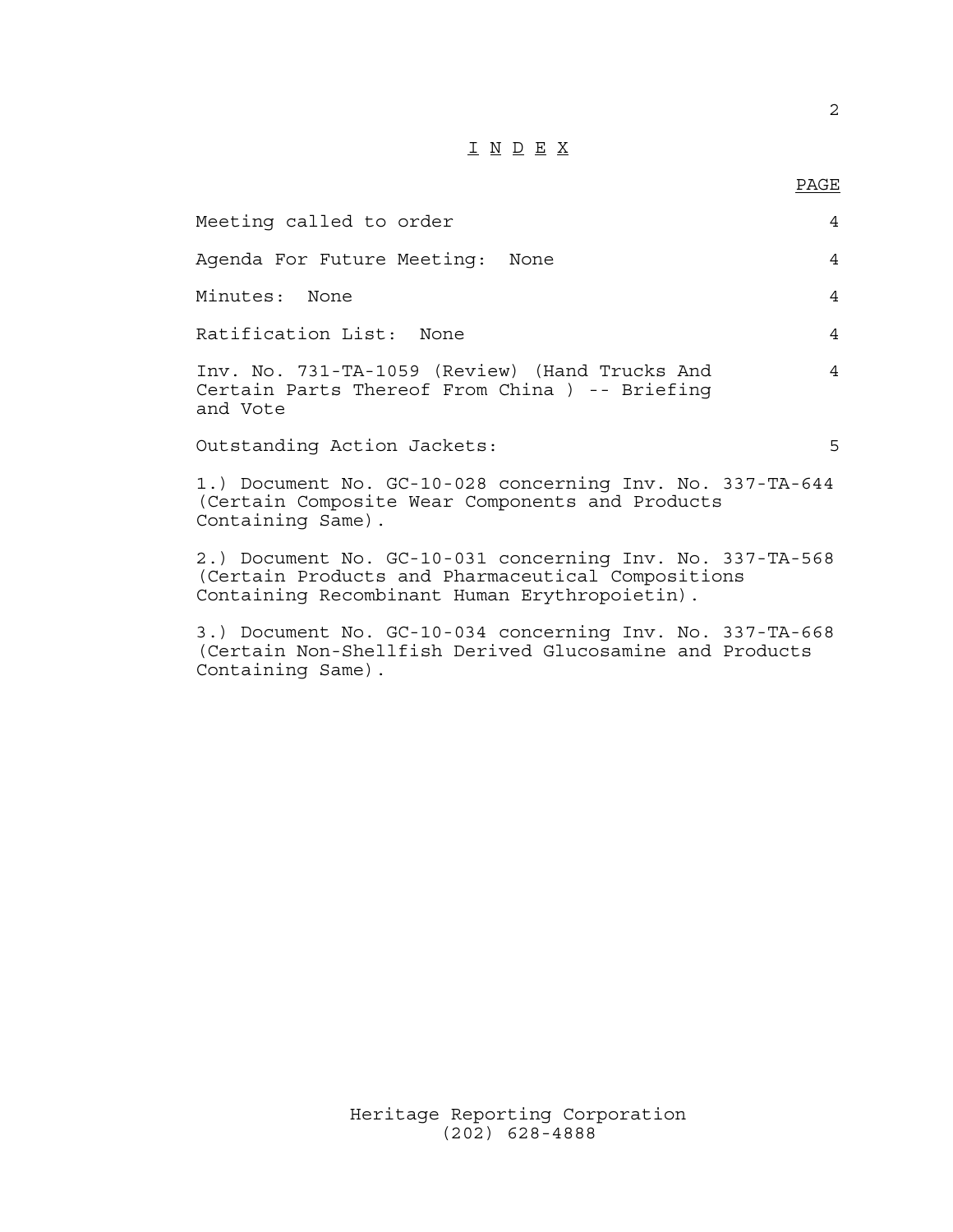# I N D E X

| | PAGE |
|---|---|
| Meeting called to order | 4 |
| Agenda For Future Meeting: None | 4 |
| Minutes: None | 4 |
| Ratification List: None | 4 |
| Inv. No. 731-TA-1059 (Review) (Hand Trucks And Certain Parts Thereof From China ) -- Briefing and Vote | 4 |
| Outstanding Action Jackets: | 5 |

1.) Document No. GC-10-028 concerning Inv. No. 337-TA-644 (Certain Composite Wear Components and Products Containing Same).

2.) Document No. GC-10-031 concerning Inv. No. 337-TA-568 (Certain Products and Pharmaceutical Compositions Containing Recombinant Human Erythropoietin).

3.) Document No. GC-10-034 concerning Inv. No. 337-TA-668 (Certain Non-Shellfish Derived Glucosamine and Products Containing Same).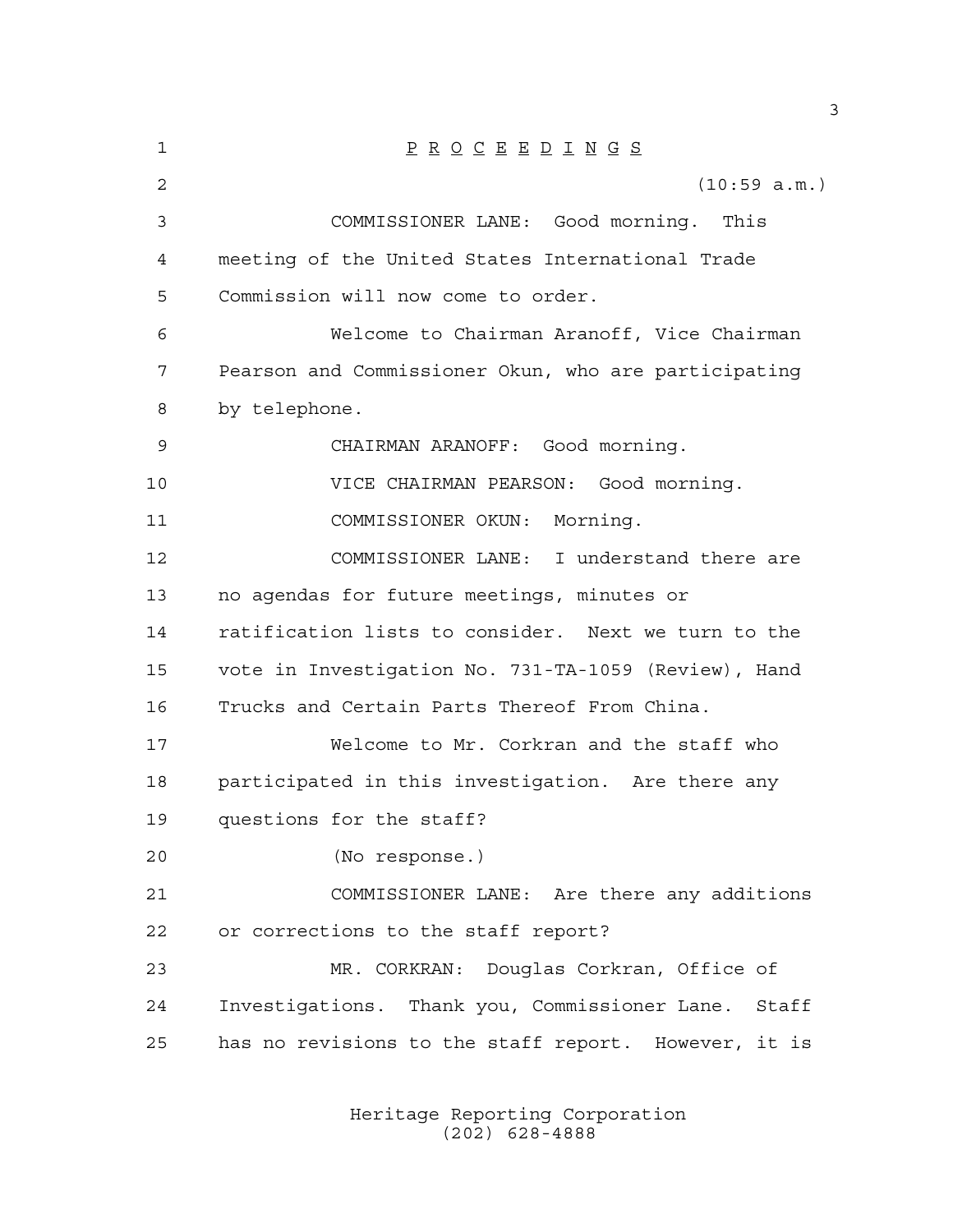P R O C E E D I N G S

(10:59 a.m.)

COMMISSIONER LANE: Good morning. This meeting of the United States International Trade Commission will now come to order.

Welcome to Chairman Aranoff, Vice Chairman Pearson and Commissioner Okun, who are participating by telephone.

CHAIRMAN ARANOFF: Good morning.

VICE CHAIRMAN PEARSON: Good morning.

COMMISSIONER OKUN: Morning.

COMMISSIONER LANE: I understand there are no agendas for future meetings, minutes or ratification lists to consider. Next we turn to the vote in Investigation No. 731-TA-1059 (Review), Hand Trucks and Certain Parts Thereof From China.

Welcome to Mr. Corkran and the staff who participated in this investigation. Are there any questions for the staff?

(No response.)

COMMISSIONER LANE: Are there any additions or corrections to the staff report?

MR. CORKRAN: Douglas Corkran, Office of Investigations. Thank you, Commissioner Lane. Staff has no revisions to the staff report. However, it is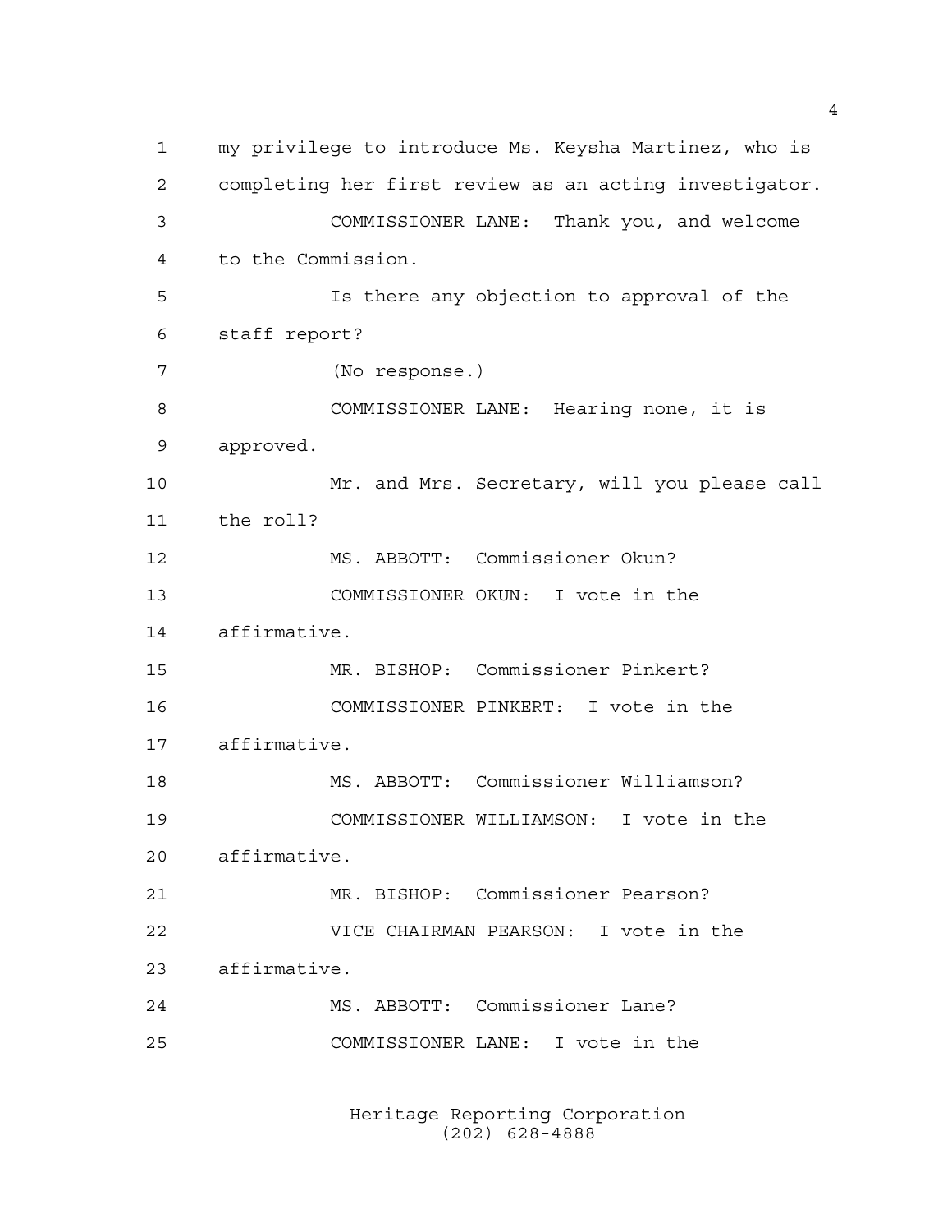my privilege to introduce Ms. Keysha Martinez, who is completing her first review as an acting investigator.

COMMISSIONER LANE: Thank you, and welcome to the Commission.

Is there any objection to approval of the staff report?

(No response.)

COMMISSIONER LANE: Hearing none, it is approved.

Mr. and Mrs. Secretary, will you please call the roll?

MS. ABBOTT: Commissioner Okun?

COMMISSIONER OKUN: I vote in the affirmative.

MR. BISHOP: Commissioner Pinkert?

COMMISSIONER PINKERT: I vote in the affirmative.

MS. ABBOTT: Commissioner Williamson?

COMMISSIONER WILLIAMSON: I vote in the affirmative.

MR. BISHOP: Commissioner Pearson?

VICE CHAIRMAN PEARSON: I vote in the affirmative.

MS. ABBOTT: Commissioner Lane?

COMMISSIONER LANE: I vote in the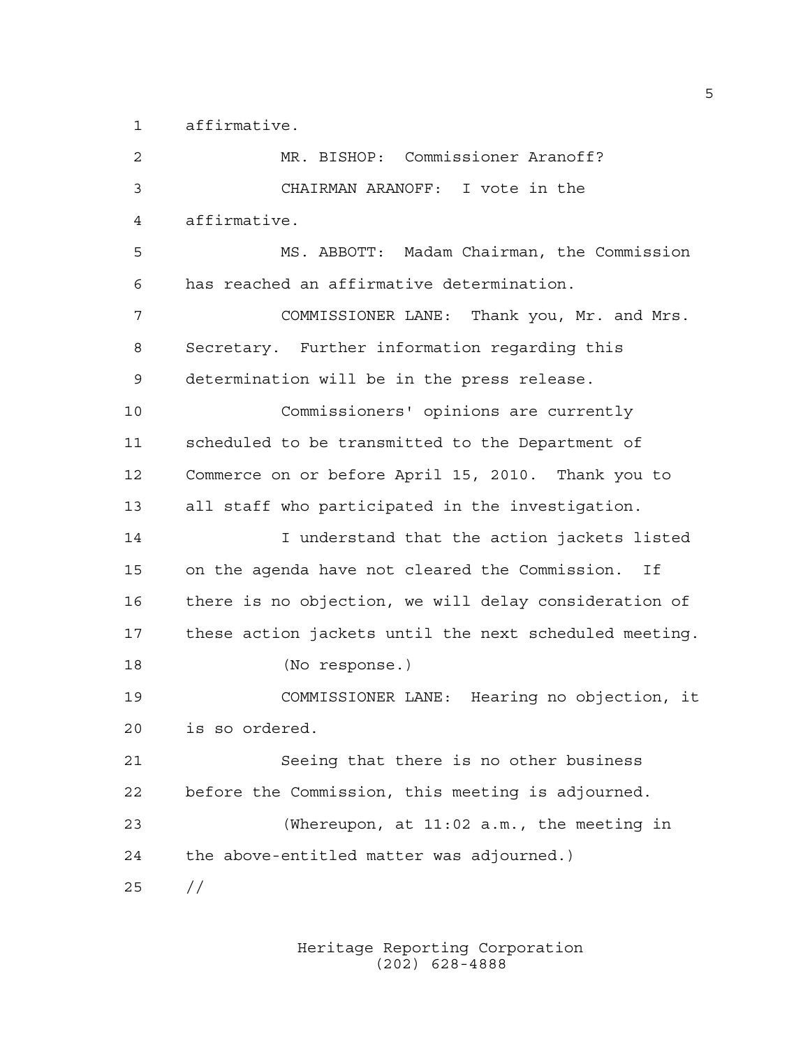affirmative.

MR. BISHOP: Commissioner Aranoff?

CHAIRMAN ARANOFF: I vote in the affirmative.

MS. ABBOTT: Madam Chairman, the Commission has reached an affirmative determination.

COMMISSIONER LANE: Thank you, Mr. and Mrs. Secretary. Further information regarding this determination will be in the press release.

Commissioners' opinions are currently scheduled to be transmitted to the Department of Commerce on or before April 15, 2010. Thank you to all staff who participated in the investigation.

I understand that the action jackets listed on the agenda have not cleared the Commission. If there is no objection, we will delay consideration of these action jackets until the next scheduled meeting.

(No response.)

COMMISSIONER LANE: Hearing no objection, it is so ordered.

Seeing that there is no other business before the Commission, this meeting is adjourned.

(Whereupon, at 11:02 a.m., the meeting in the above-entitled matter was adjourned.)

//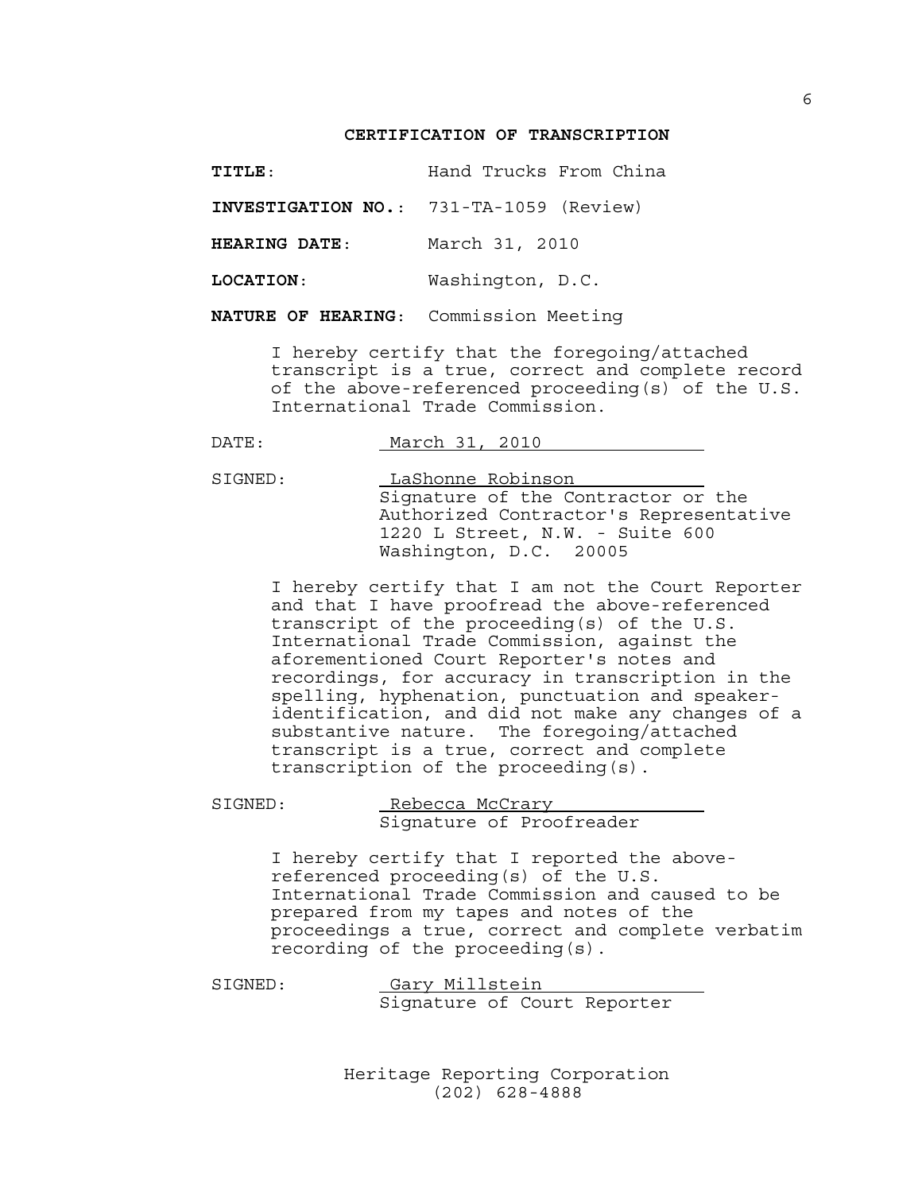## CERTIFICATION OF TRANSCRIPTION

**TITLE**: Hand Trucks From China

**INVESTIGATION NO.**: 731-TA-1059 (Review)

**HEARING DATE**: March 31, 2010

**LOCATION**: Washington, D.C.

**NATURE OF HEARING**: Commission Meeting

I hereby certify that the foregoing/attached transcript is a true, correct and complete record of the above-referenced proceeding(s) of the U.S. International Trade Commission.

DATE: March 31, 2010

SIGNED: LaShonne Robinson
Signature of the Contractor or the Authorized Contractor's Representative
1220 L Street, N.W. - Suite 600
Washington, D.C. 20005

I hereby certify that I am not the Court Reporter and that I have proofread the above-referenced transcript of the proceeding(s) of the U.S. International Trade Commission, against the aforementioned Court Reporter's notes and recordings, for accuracy in transcription in the spelling, hyphenation, punctuation and speaker-identification, and did not make any changes of a substantive nature. The foregoing/attached transcript is a true, correct and complete transcription of the proceeding(s).

SIGNED: Rebecca McCrary
Signature of Proofreader

I hereby certify that I reported the above-referenced proceeding(s) of the U.S. International Trade Commission and caused to be prepared from my tapes and notes of the proceedings a true, correct and complete verbatim recording of the proceeding(s).

SIGNED: Gary Millstein
Signature of Court Reporter